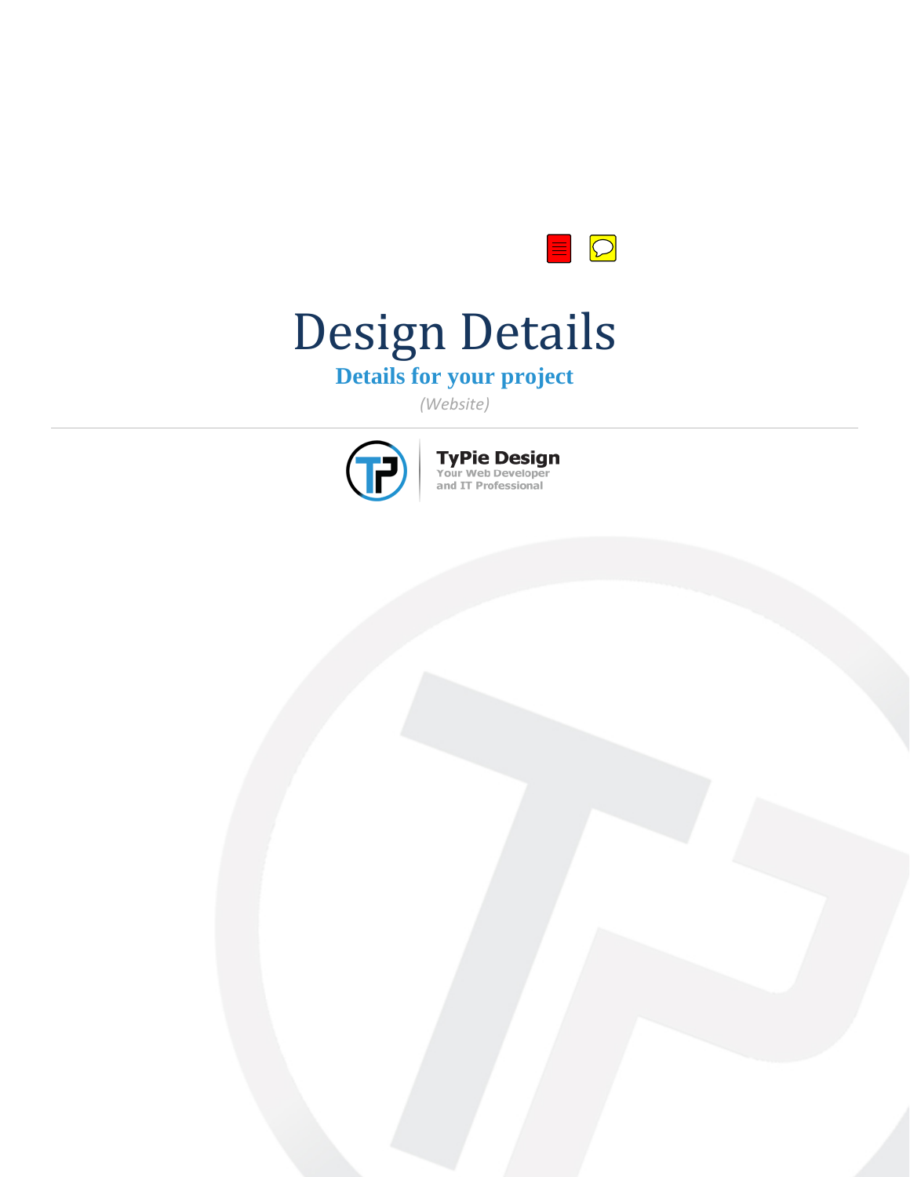# Design Details

## Details for your project

*(Website)*

---

**TyPie Design**
Your Web Developer
and IT Professional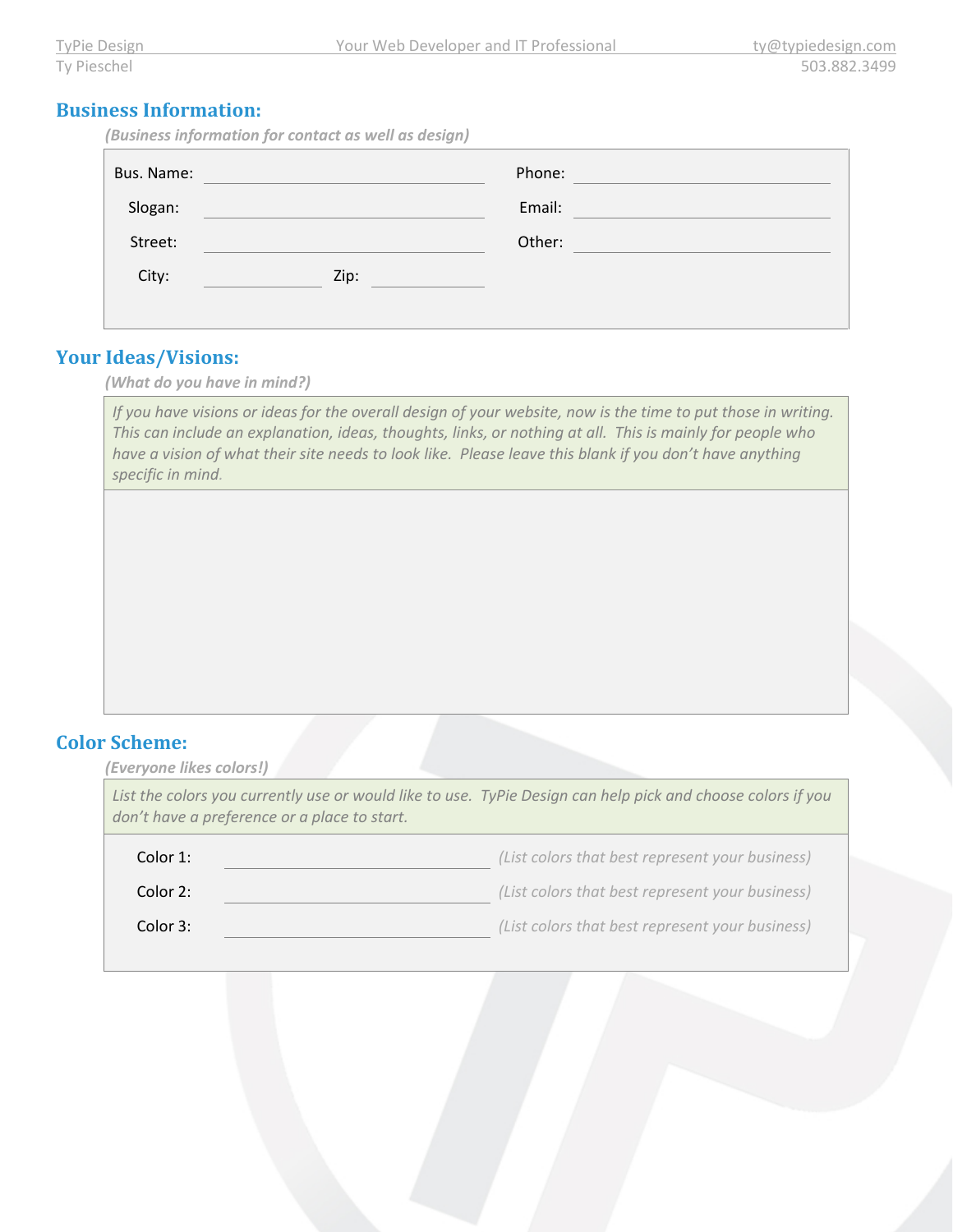## Business Information:

*(Business information for contact as well as design)*

| | | | |
|---|---|---|---|
| Bus. Name: | | Phone: | |
| Slogan: | | Email: | |
| Street: | | Other: | |
| City: | Zip: | | |

## Your Ideas/Visions:

*(What do you have in mind?)*

*If you have visions or ideas for the overall design of your website, now is the time to put those in writing. This can include an explanation, ideas, thoughts, links, or nothing at all. This is mainly for people who have a vision of what their site needs to look like. Please leave this blank if you don't have anything specific in mind.*

## Color Scheme:

*(Everyone likes colors!)*

*List the colors you currently use or would like to use. TyPie Design can help pick and choose colors if you don't have a preference or a place to start.*

| | | |
|---|---|---|
| Color 1: | | *(List colors that best represent your business)* |
| Color 2: | | *(List colors that best represent your business)* |
| Color 3: | | *(List colors that best represent your business)* |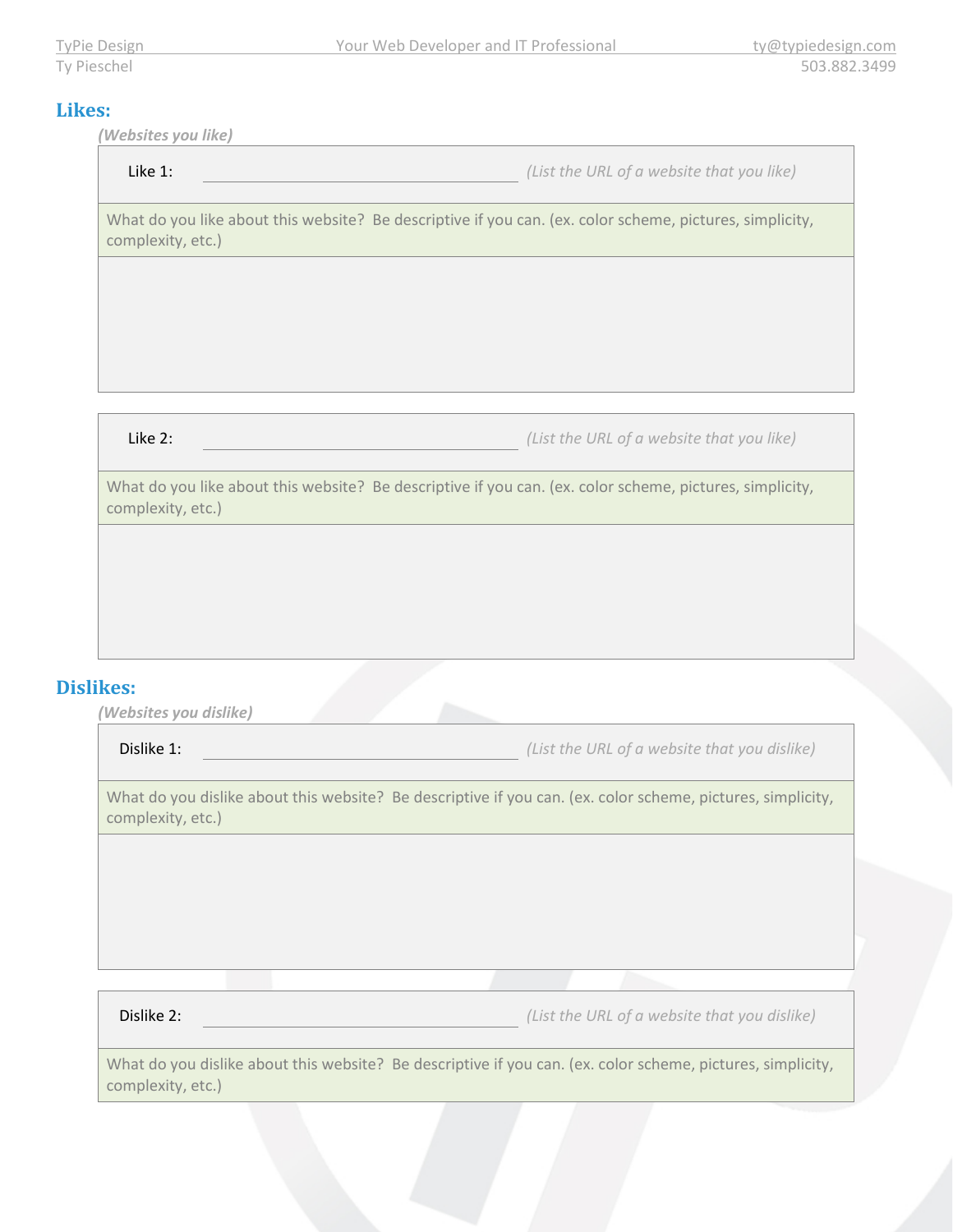## Likes:

*(Websites you like)*

| Like 1: | ______________________ | *(List the URL of a website that you like)* |
|---|---|---|
| What do you like about this website? Be descriptive if you can. (ex. color scheme, pictures, simplicity, complexity, etc.) | | |
| | | |

| Like 2: | ______________________ | *(List the URL of a website that you like)* |
|---|---|---|
| What do you like about this website? Be descriptive if you can. (ex. color scheme, pictures, simplicity, complexity, etc.) | | |
| | | |

## Dislikes:

*(Websites you dislike)*

| Dislike 1: | ______________________ | *(List the URL of a website that you dislike)* |
|---|---|---|
| What do you dislike about this website? Be descriptive if you can. (ex. color scheme, pictures, simplicity, complexity, etc.) | | |
| | | |

| Dislike 2: | ______________________ | *(List the URL of a website that you dislike)* |
|---|---|---|
| What do you dislike about this website? Be descriptive if you can. (ex. color scheme, pictures, simplicity, complexity, etc.) | | |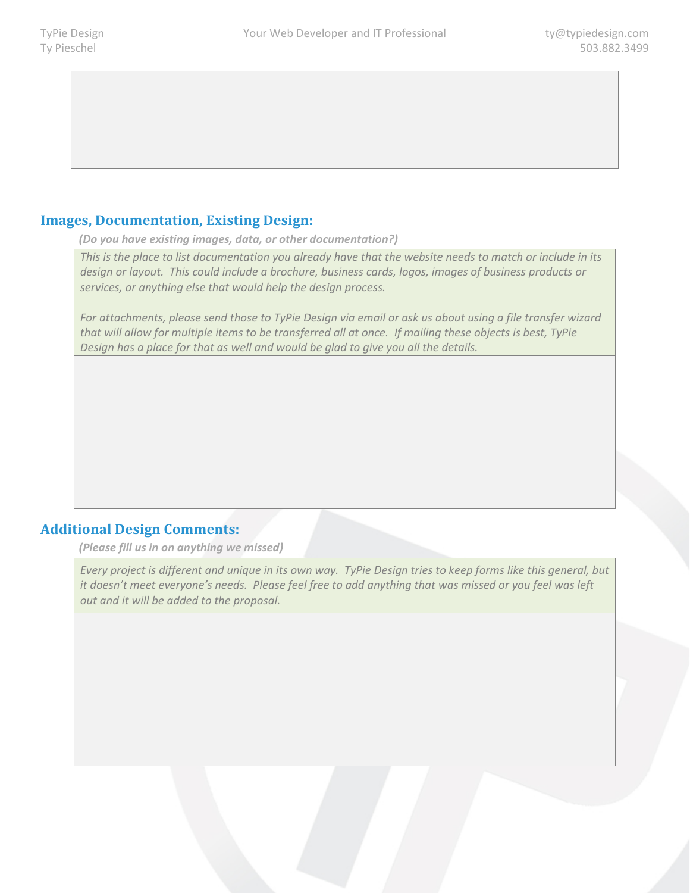## Images, Documentation, Existing Design:

***(Do you have existing images, data, or other documentation?)***

*This is the place to list documentation you already have that the website needs to match or include in its design or layout. This could include a brochure, business cards, logos, images of business products or services, or anything else that would help the design process.*

*For attachments, please send those to TyPie Design via email or ask us about using a file transfer wizard that will allow for multiple items to be transferred all at once. If mailing these objects is best, TyPie Design has a place for that as well and would be glad to give you all the details.*

## Additional Design Comments:

***(Please fill us in on anything we missed)***

*Every project is different and unique in its own way. TyPie Design tries to keep forms like this general, but it doesn't meet everyone's needs. Please feel free to add anything that was missed or you feel was left out and it will be added to the proposal.*